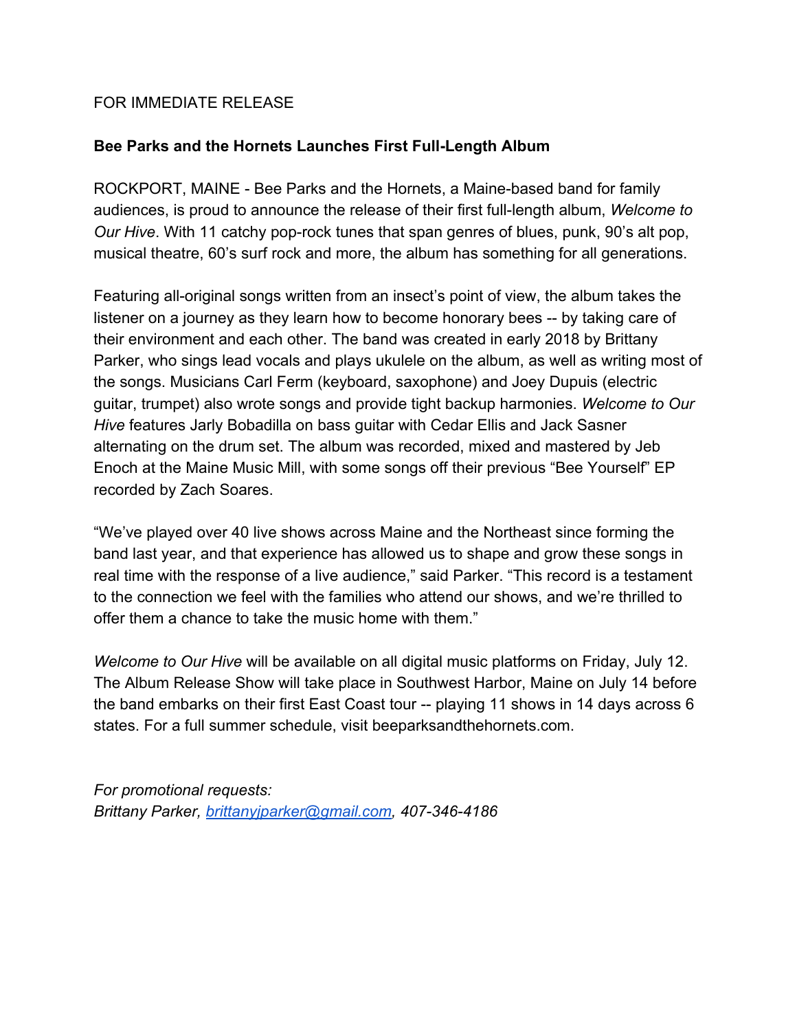FOR IMMEDIATE RELEASE

**Bee Parks and the Hornets Launches First Full-Length Album**

ROCKPORT, MAINE - Bee Parks and the Hornets, a Maine-based band for family audiences, is proud to announce the release of their first full-length album, *Welcome to Our Hive*. With 11 catchy pop-rock tunes that span genres of blues, punk, 90's alt pop, musical theatre, 60's surf rock and more, the album has something for all generations.

Featuring all-original songs written from an insect's point of view, the album takes the listener on a journey as they learn how to become honorary bees -- by taking care of their environment and each other. The band was created in early 2018 by Brittany Parker, who sings lead vocals and plays ukulele on the album, as well as writing most of the songs. Musicians Carl Ferm (keyboard, saxophone) and Joey Dupuis (electric guitar, trumpet) also wrote songs and provide tight backup harmonies. *Welcome to Our Hive* features Jarly Bobadilla on bass guitar with Cedar Ellis and Jack Sasner alternating on the drum set. The album was recorded, mixed and mastered by Jeb Enoch at the Maine Music Mill, with some songs off their previous "Bee Yourself" EP recorded by Zach Soares.

"We've played over 40 live shows across Maine and the Northeast since forming the band last year, and that experience has allowed us to shape and grow these songs in real time with the response of a live audience," said Parker. "This record is a testament to the connection we feel with the families who attend our shows, and we're thrilled to offer them a chance to take the music home with them."

*Welcome to Our Hive* will be available on all digital music platforms on Friday, July 12. The Album Release Show will take place in Southwest Harbor, Maine on July 14 before the band embarks on their first East Coast tour -- playing 11 shows in 14 days across 6 states. For a full summer schedule, visit beeparksandthehornets.com.

*For promotional requests:*
*Brittany Parker, [brittanyjparker@gmail.com](mailto:brittanyjparker@gmail.com), 407-346-4186*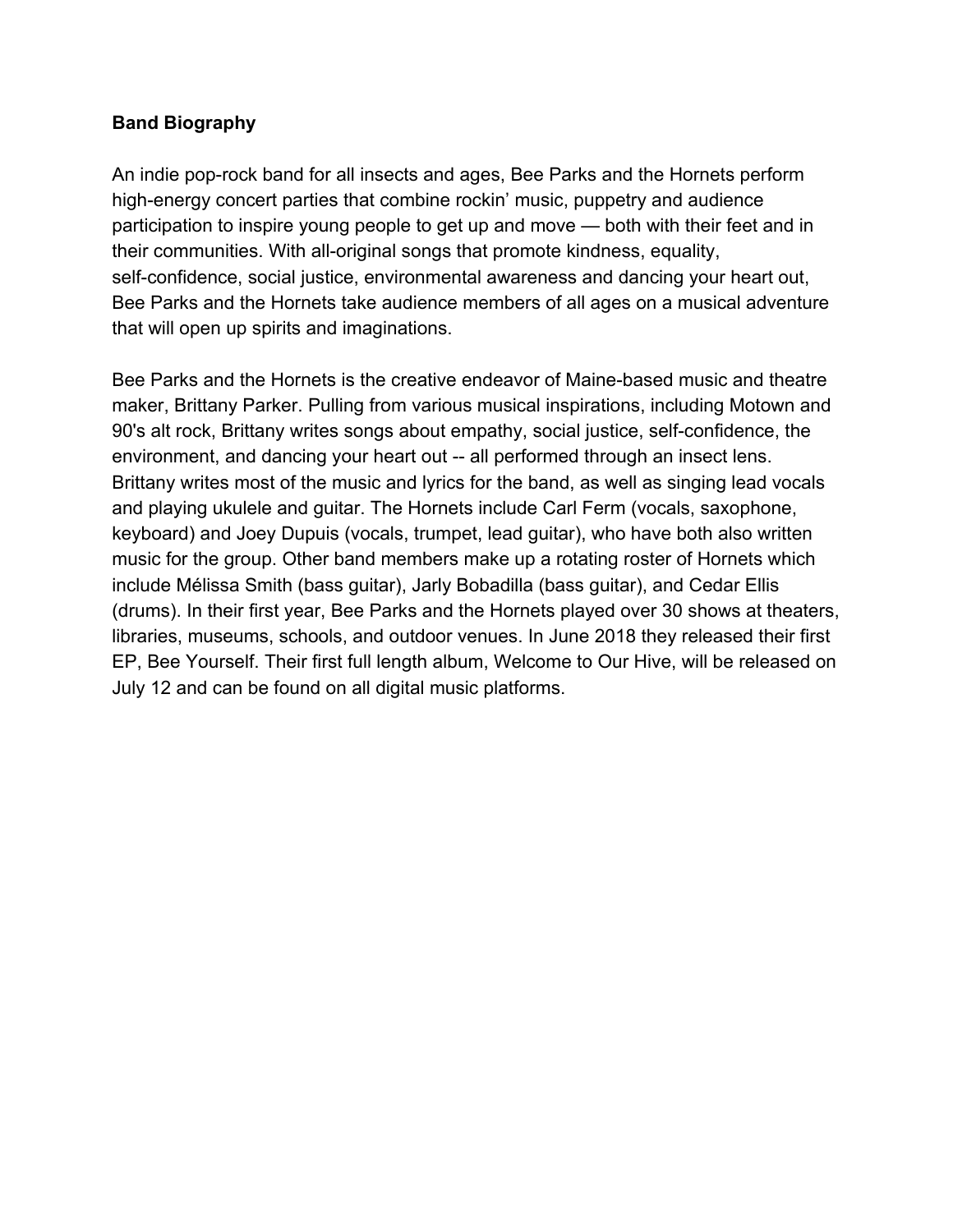**Band Biography**

An indie pop-rock band for all insects and ages, Bee Parks and the Hornets perform high-energy concert parties that combine rockin' music, puppetry and audience participation to inspire young people to get up and move — both with their feet and in their communities. With all-original songs that promote kindness, equality, self-confidence, social justice, environmental awareness and dancing your heart out, Bee Parks and the Hornets take audience members of all ages on a musical adventure that will open up spirits and imaginations.

Bee Parks and the Hornets is the creative endeavor of Maine-based music and theatre maker, Brittany Parker. Pulling from various musical inspirations, including Motown and 90's alt rock, Brittany writes songs about empathy, social justice, self-confidence, the environment, and dancing your heart out -- all performed through an insect lens. Brittany writes most of the music and lyrics for the band, as well as singing lead vocals and playing ukulele and guitar. The Hornets include Carl Ferm (vocals, saxophone, keyboard) and Joey Dupuis (vocals, trumpet, lead guitar), who have both also written music for the group. Other band members make up a rotating roster of Hornets which include Mélissa Smith (bass guitar), Jarly Bobadilla (bass guitar), and Cedar Ellis (drums). In their first year, Bee Parks and the Hornets played over 30 shows at theaters, libraries, museums, schools, and outdoor venues. In June 2018 they released their first EP, Bee Yourself. Their first full length album, Welcome to Our Hive, will be released on July 12 and can be found on all digital music platforms.